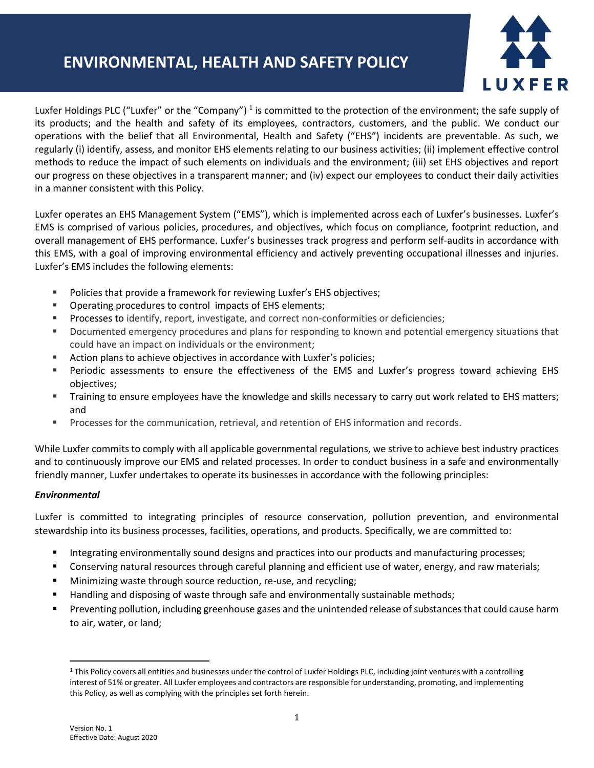# ENVIRONMENTAL, HEALTH AND SAFETY POLICY

Luxfer Holdings PLC ("Luxfer" or the "Company") [1] is committed to the protection of the environment; the safe supply of its products; and the health and safety of its employees, contractors, customers, and the public. We conduct our operations with the belief that all Environmental, Health and Safety ("EHS") incidents are preventable. As such, we regularly (i) identify, assess, and monitor EHS elements relating to our business activities; (ii) implement effective control methods to reduce the impact of such elements on individuals and the environment; (iii) set EHS objectives and report our progress on these objectives in a transparent manner; and (iv) expect our employees to conduct their daily activities in a manner consistent with this Policy.

Luxfer operates an EHS Management System ("EMS"), which is implemented across each of Luxfer's businesses. Luxfer's EMS is comprised of various policies, procedures, and objectives, which focus on compliance, footprint reduction, and overall management of EHS performance. Luxfer's businesses track progress and perform self-audits in accordance with this EMS, with a goal of improving environmental efficiency and actively preventing occupational illnesses and injuries. Luxfer's EMS includes the following elements:

- Policies that provide a framework for reviewing Luxfer's EHS objectives;
- Operating procedures to control impacts of EHS elements;
- Processes to identify, report, investigate, and correct non-conformities or deficiencies;
- Documented emergency procedures and plans for responding to known and potential emergency situations that could have an impact on individuals or the environment;
- Action plans to achieve objectives in accordance with Luxfer's policies;
- Periodic assessments to ensure the effectiveness of the EMS and Luxfer's progress toward achieving EHS objectives;
- Training to ensure employees have the knowledge and skills necessary to carry out work related to EHS matters; and
- Processes for the communication, retrieval, and retention of EHS information and records.

While Luxfer commits to comply with all applicable governmental regulations, we strive to achieve best industry practices and to continuously improve our EMS and related processes. In order to conduct business in a safe and environmentally friendly manner, Luxfer undertakes to operate its businesses in accordance with the following principles:

***Environmental***

Luxfer is committed to integrating principles of resource conservation, pollution prevention, and environmental stewardship into its business processes, facilities, operations, and products. Specifically, we are committed to:

- Integrating environmentally sound designs and practices into our products and manufacturing processes;
- Conserving natural resources through careful planning and efficient use of water, energy, and raw materials;
- Minimizing waste through source reduction, re-use, and recycling;
- Handling and disposing of waste through safe and environmentally sustainable methods;
- Preventing pollution, including greenhouse gases and the unintended release of substances that could cause harm to air, water, or land;

[1] This Policy covers all entities and businesses under the control of Luxfer Holdings PLC, including joint ventures with a controlling interest of 51% or greater. All Luxfer employees and contractors are responsible for understanding, promoting, and implementing this Policy, as well as complying with the principles set forth herein.

Version No. 1
Effective Date: August 2020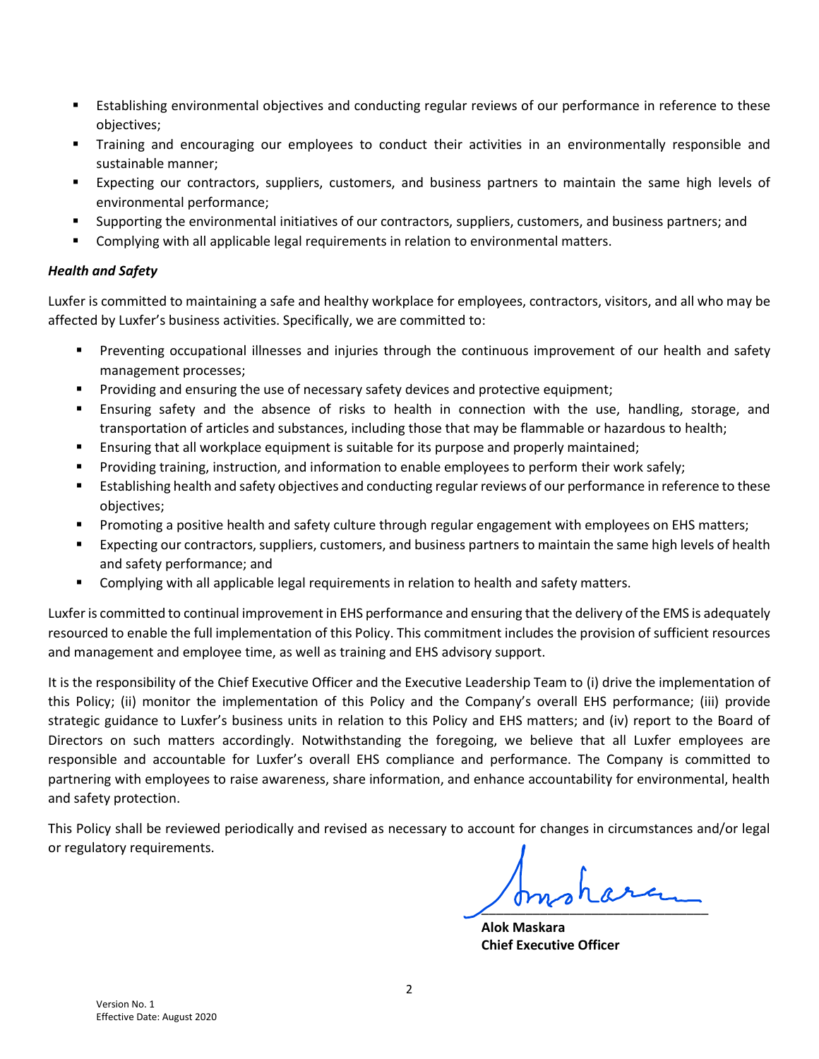- Establishing environmental objectives and conducting regular reviews of our performance in reference to these objectives;
- Training and encouraging our employees to conduct their activities in an environmentally responsible and sustainable manner;
- Expecting our contractors, suppliers, customers, and business partners to maintain the same high levels of environmental performance;
- Supporting the environmental initiatives of our contractors, suppliers, customers, and business partners; and
- Complying with all applicable legal requirements in relation to environmental matters.

***Health and Safety***

Luxfer is committed to maintaining a safe and healthy workplace for employees, contractors, visitors, and all who may be affected by Luxfer's business activities. Specifically, we are committed to:

- Preventing occupational illnesses and injuries through the continuous improvement of our health and safety management processes;
- Providing and ensuring the use of necessary safety devices and protective equipment;
- Ensuring safety and the absence of risks to health in connection with the use, handling, storage, and transportation of articles and substances, including those that may be flammable or hazardous to health;
- Ensuring that all workplace equipment is suitable for its purpose and properly maintained;
- Providing training, instruction, and information to enable employees to perform their work safely;
- Establishing health and safety objectives and conducting regular reviews of our performance in reference to these objectives;
- Promoting a positive health and safety culture through regular engagement with employees on EHS matters;
- Expecting our contractors, suppliers, customers, and business partners to maintain the same high levels of health and safety performance; and
- Complying with all applicable legal requirements in relation to health and safety matters.

Luxfer is committed to continual improvement in EHS performance and ensuring that the delivery of the EMS is adequately resourced to enable the full implementation of this Policy. This commitment includes the provision of sufficient resources and management and employee time, as well as training and EHS advisory support.

It is the responsibility of the Chief Executive Officer and the Executive Leadership Team to (i) drive the implementation of this Policy; (ii) monitor the implementation of this Policy and the Company's overall EHS performance; (iii) provide strategic guidance to Luxfer's business units in relation to this Policy and EHS matters; and (iv) report to the Board of Directors on such matters accordingly. Notwithstanding the foregoing, we believe that all Luxfer employees are responsible and accountable for Luxfer's overall EHS compliance and performance. The Company is committed to partnering with employees to raise awareness, share information, and enhance accountability for environmental, health and safety protection.

This Policy shall be reviewed periodically and revised as necessary to account for changes in circumstances and/or legal or regulatory requirements.

**Alok Maskara**
**Chief Executive Officer**

Version No. 1
Effective Date: August 2020